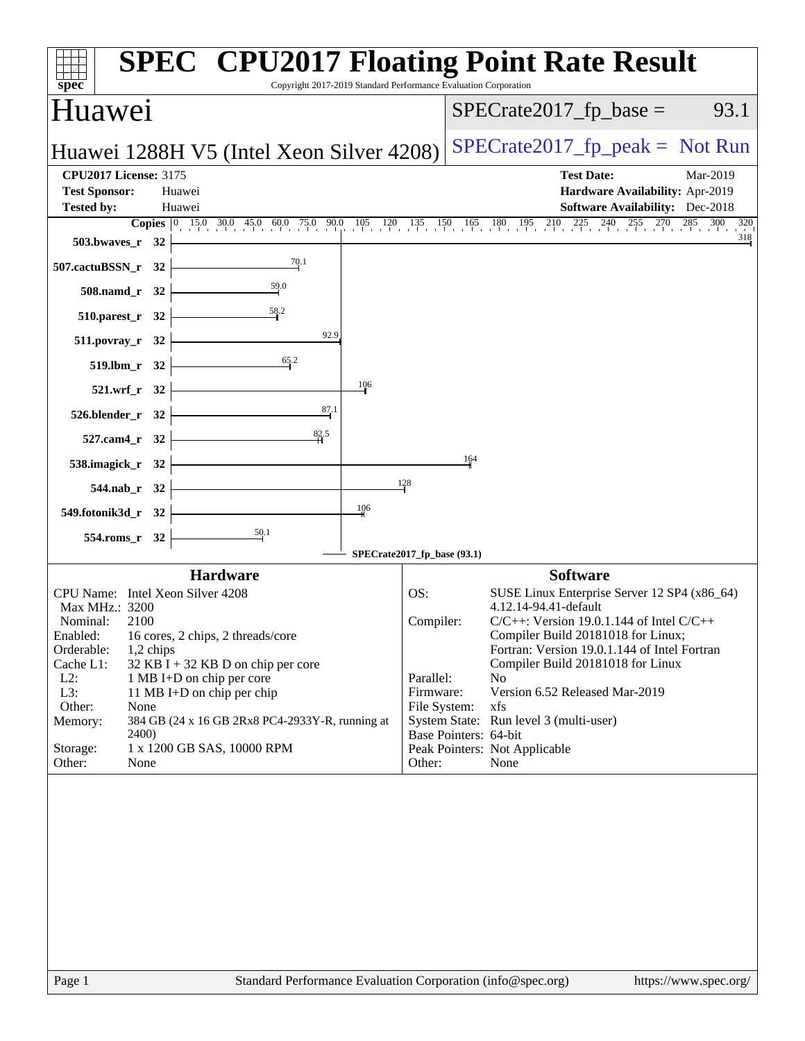# SPEC CPU2017 Floating Point Rate Result

Copyright 2017-2019 Standard Performance Evaluation Corporation

## Huawei

Huawei 1288H V5 (Intel Xeon Silver 4208)

SPECrate2017_fp_base = 93.1

SPECrate2017_fp_peak = Not Run

**CPU2017 License:** 3175
**Test Sponsor:** Huawei
**Tested by:** Huawei

**Test Date:** Mar-2019
**Hardware Availability:** Apr-2019
**Software Availability:** Dec-2018

| Benchmark | Copies | Base Ratio |
|---|---|---|
| 503.bwaves_r | 32 | 318 |
| 507.cactuBSSN_r | 32 | 70.1 |
| 508.namd_r | 32 | 59.0 |
| 510.parest_r | 32 | 58.2 |
| 511.povray_r | 32 | 92.9 |
| 519.lbm_r | 32 | 65.2 |
| 521.wrf_r | 32 | 106 |
| 526.blender_r | 32 | 87.1 |
| 527.cam4_r | 32 | 82.5 |
| 538.imagick_r | 32 | 164 |
| 544.nab_r | 32 | 128 |
| 549.fotonik3d_r | 32 | 106 |
| 554.roms_r | 32 | 50.1 |

SPECrate2017_fp_base (93.1)

### Hardware

| | |
|---|---|
| CPU Name: | Intel Xeon Silver 4208 |
| Max MHz.: | 3200 |
| Nominal: | 2100 |
| Enabled: | 16 cores, 2 chips, 2 threads/core |
| Orderable: | 1,2 chips |
| Cache L1: | 32 KB I + 32 KB D on chip per core |
| L2: | 1 MB I+D on chip per core |
| L3: | 11 MB I+D on chip per chip |
| Other: | None |
| Memory: | 384 GB (24 x 16 GB 2Rx8 PC4-2933Y-R, running at 2400) |
| Storage: | 1 x 1200 GB SAS, 10000 RPM |
| Other: | None |

### Software

| | |
|---|---|
| OS: | SUSE Linux Enterprise Server 12 SP4 (x86_64) 4.12.14-94.41-default |
| Compiler: | C/C++: Version 19.0.1.144 of Intel C/C++ Compiler Build 20181018 for Linux; Fortran: Version 19.0.1.144 of Intel Fortran Compiler Build 20181018 for Linux |
| Parallel: | No |
| Firmware: | Version 6.52 Released Mar-2019 |
| File System: | xfs |
| System State: | Run level 3 (multi-user) |
| Base Pointers: | 64-bit |
| Peak Pointers: | Not Applicable |
| Other: | None |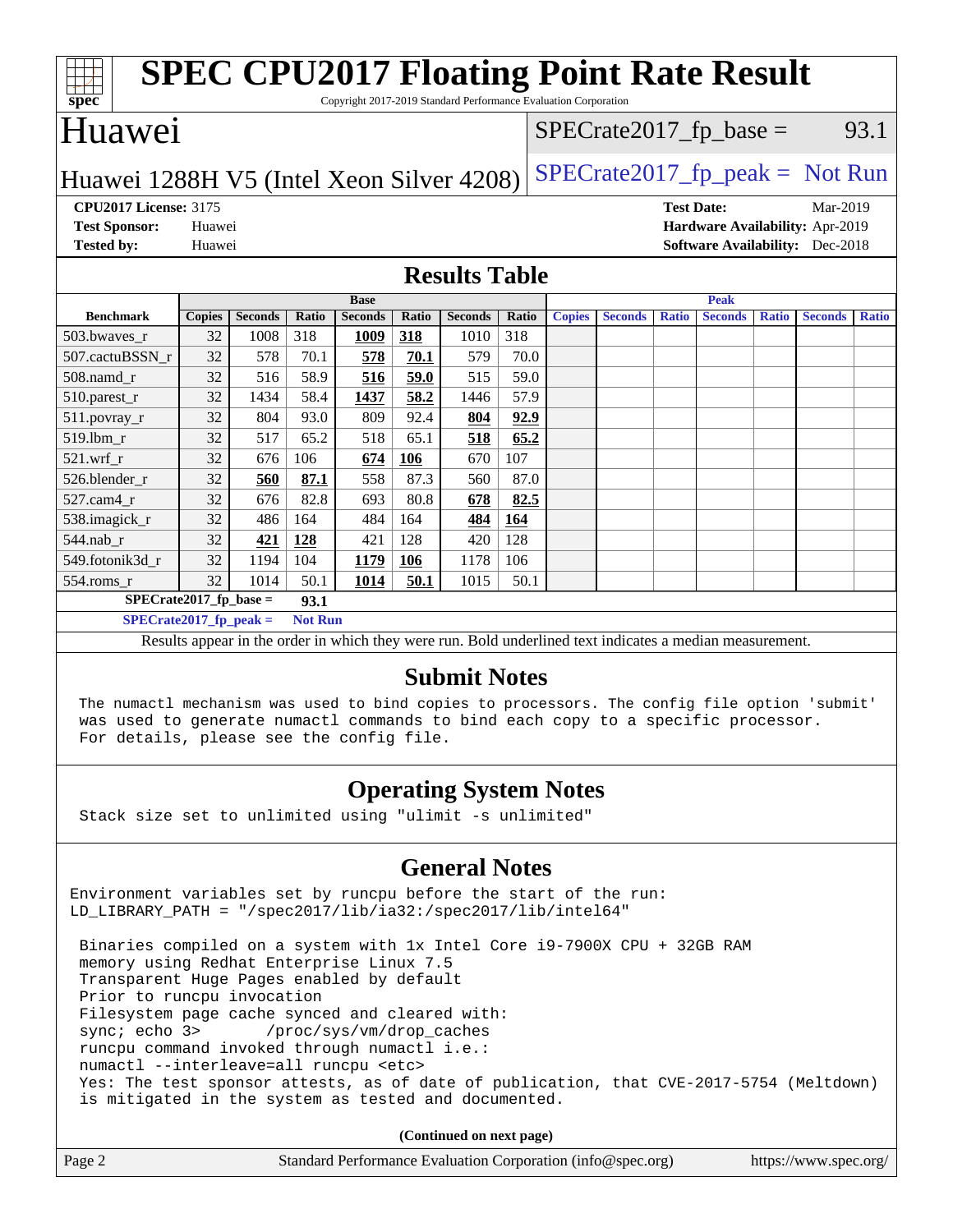# SPEC CPU2017 Floating Point Rate Result

Copyright 2017-2019 Standard Performance Evaluation Corporation

## Huawei

Huawei 1288H V5 (Intel Xeon Silver 4208)

SPECrate2017_fp_base = 93.1

SPECrate2017_fp_peak = Not Run

**CPU2017 License:** 3175
**Test Sponsor:** Huawei
**Tested by:** Huawei

**Test Date:** Mar-2019
**Hardware Availability:** Apr-2019
**Software Availability:** Dec-2018

## Results Table

| | Base | | | | | | | Peak | | | | | | |
|---|---|---|---|---|---|---|---|---|---|---|---|---|---|---|
| **Benchmark** | **Copies** | **Seconds** | **Ratio** | **Seconds** | **Ratio** | **Seconds** | **Ratio** | **Copies** | **Seconds** | **Ratio** | **Seconds** | **Ratio** | **Seconds** | **Ratio** |
| 503.bwaves_r | 32 | 1008 | 318 | **1009** | **318** | 1010 | 318 | | | | | | | |
| 507.cactuBSSN_r | 32 | 578 | 70.1 | **578** | **70.1** | 579 | 70.0 | | | | | | | |
| 508.namd_r | 32 | 516 | 58.9 | **516** | **59.0** | 515 | 59.0 | | | | | | | |
| 510.parest_r | 32 | 1434 | 58.4 | **1437** | **58.2** | 1446 | 57.9 | | | | | | | |
| 511.povray_r | 32 | 804 | 93.0 | 809 | 92.4 | **804** | **92.9** | | | | | | | |
| 519.lbm_r | 32 | 517 | 65.2 | 518 | 65.1 | **518** | **65.2** | | | | | | | |
| 521.wrf_r | 32 | 676 | 106 | **674** | **106** | 670 | 107 | | | | | | | |
| 526.blender_r | 32 | **560** | **87.1** | 558 | 87.3 | 560 | 87.0 | | | | | | | |
| 527.cam4_r | 32 | 676 | 82.8 | 693 | 80.8 | **678** | **82.5** | | | | | | | |
| 538.imagick_r | 32 | 486 | 164 | 484 | 164 | **484** | **164** | | | | | | | |
| 544.nab_r | 32 | **421** | **128** | 421 | 128 | 420 | 128 | | | | | | | |
| 549.fotonik3d_r | 32 | 1194 | 104 | **1179** | **106** | 1178 | 106 | | | | | | | |
| 554.roms_r | 32 | 1014 | 50.1 | **1014** | **50.1** | 1015 | 50.1 | | | | | | | |

**SPECrate2017_fp_base = 93.1**

**SPECrate2017_fp_peak = Not Run**

Results appear in the order in which they were run. Bold underlined text indicates a median measurement.

## Submit Notes

The numactl mechanism was used to bind copies to processors. The config file option 'submit' was used to generate numactl commands to bind each copy to a specific processor. For details, please see the config file.

## Operating System Notes

Stack size set to unlimited using "ulimit -s unlimited"

## General Notes

```
Environment variables set by runcpu before the start of the run:
LD_LIBRARY_PATH = "/spec2017/lib/ia32:/spec2017/lib/intel64"

 Binaries compiled on a system with 1x Intel Core i9-7900X CPU + 32GB RAM
 memory using Redhat Enterprise Linux 7.5
 Transparent Huge Pages enabled by default
 Prior to runcpu invocation
 Filesystem page cache synced and cleared with:
 sync; echo 3>       /proc/sys/vm/drop_caches
 runcpu command invoked through numactl i.e.:
 numactl --interleave=all runcpu <etc>
 Yes: The test sponsor attests, as of date of publication, that CVE-2017-5754 (Meltdown)
 is mitigated in the system as tested and documented.
```

**(Continued on next page)**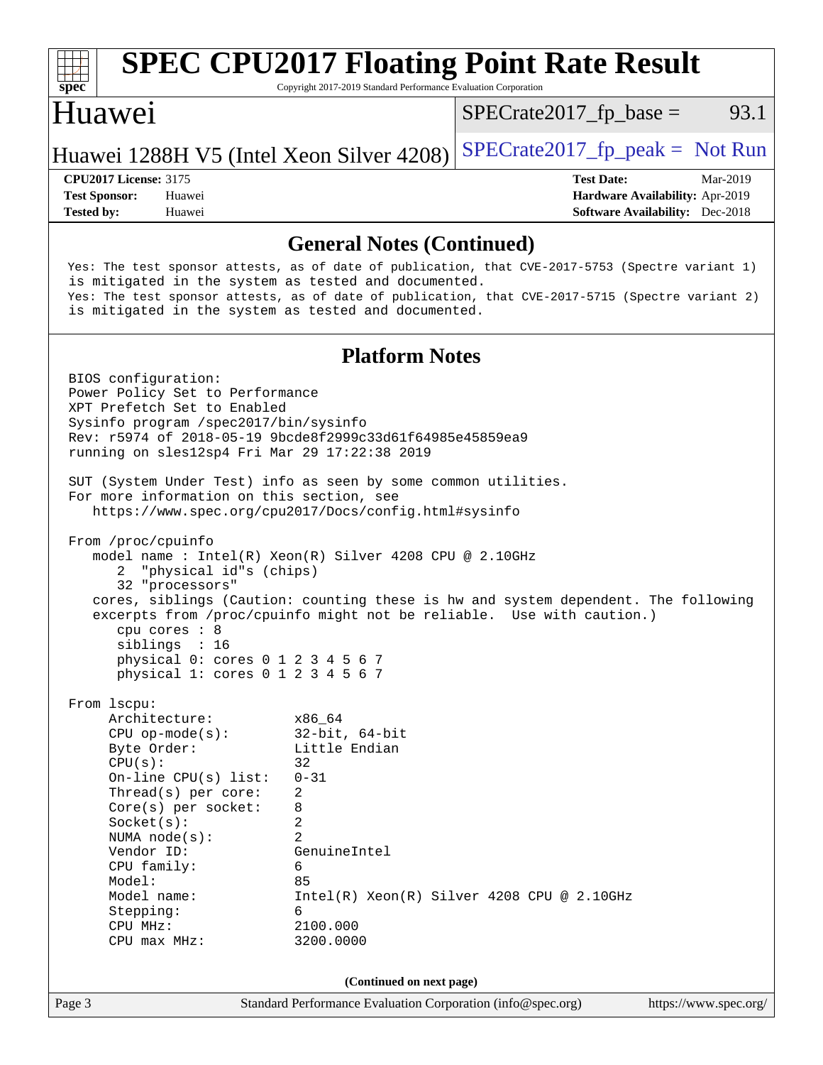## General Notes (Continued)

```
Yes: The test sponsor attests, as of date of publication, that CVE-2017-5753 (Spectre variant 1)
is mitigated in the system as tested and documented.
Yes: The test sponsor attests, as of date of publication, that CVE-2017-5715 (Spectre variant 2)
is mitigated in the system as tested and documented.
```

## Platform Notes

```
BIOS configuration:
Power Policy Set to Performance
XPT Prefetch Set to Enabled
Sysinfo program /spec2017/bin/sysinfo
Rev: r5974 of 2018-05-19 9bcde8f2999c33d61f64985e45859ea9
running on sles12sp4 Fri Mar 29 17:22:38 2019

SUT (System Under Test) info as seen by some common utilities.
For more information on this section, see
   https://www.spec.org/cpu2017/Docs/config.html#sysinfo

From /proc/cpuinfo
   model name : Intel(R) Xeon(R) Silver 4208 CPU @ 2.10GHz
      2  "physical id"s (chips)
      32 "processors"
   cores, siblings (Caution: counting these is hw and system dependent. The following
   excerpts from /proc/cpuinfo might not be reliable.  Use with caution.)
      cpu cores : 8
      siblings  : 16
      physical 0: cores 0 1 2 3 4 5 6 7
      physical 1: cores 0 1 2 3 4 5 6 7

From lscpu:
     Architecture:          x86_64
     CPU op-mode(s):        32-bit, 64-bit
     Byte Order:            Little Endian
     CPU(s):                32
     On-line CPU(s) list:   0-31
     Thread(s) per core:    2
     Core(s) per socket:    8
     Socket(s):             2
     NUMA node(s):          2
     Vendor ID:             GenuineIntel
     CPU family:            6
     Model:                 85
     Model name:            Intel(R) Xeon(R) Silver 4208 CPU @ 2.10GHz
     Stepping:              6
     CPU MHz:               2100.000
     CPU max MHz:           3200.0000
```

(Continued on next page)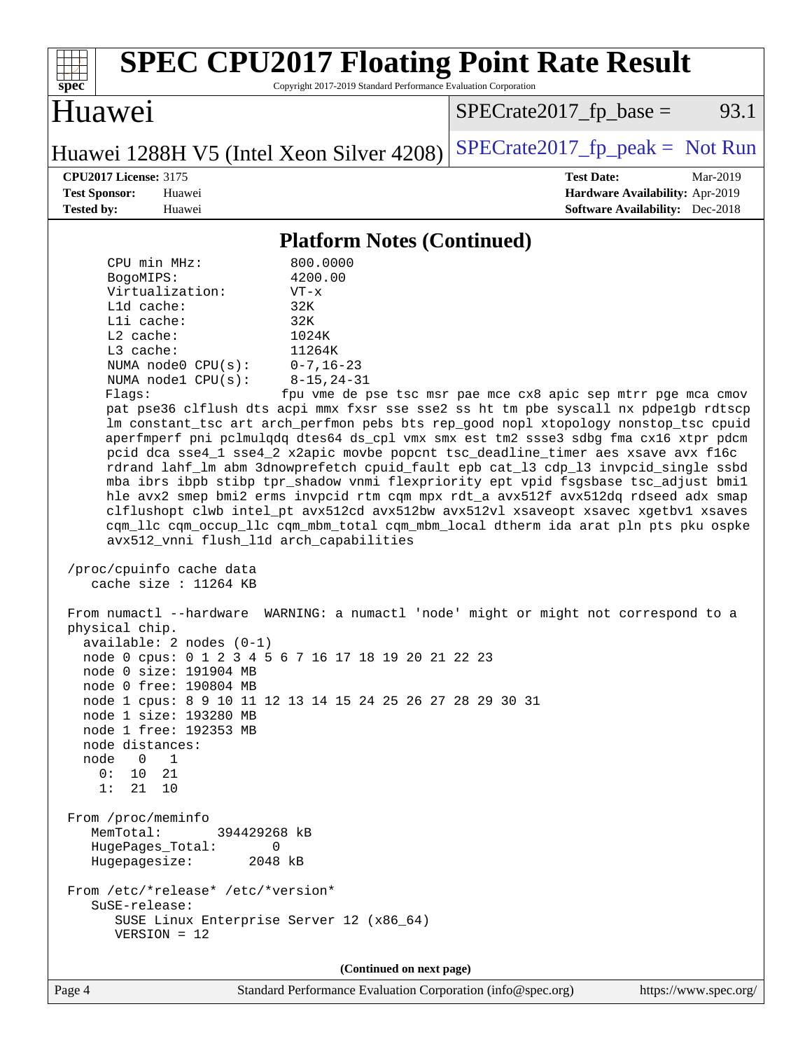## Platform Notes (Continued)

```
    CPU min MHz:         800.0000
    BogoMIPS:            4200.00
    Virtualization:      VT-x
    L1d cache:           32K
    L1i cache:           32K
    L2 cache:            1024K
    L3 cache:            11264K
    NUMA node0 CPU(s):   0-7,16-23
    NUMA node1 CPU(s):   8-15,24-31
    Flags:               fpu vme de pse tsc msr pae mce cx8 apic sep mtrr pge mca cmov
    pat pse36 clflush dts acpi mmx fxsr sse sse2 ss ht tm pbe syscall nx pdpe1gb rdtscp
    lm constant_tsc art arch_perfmon pebs bts rep_good nopl xtopology nonstop_tsc cpuid
    aperfmperf pni pclmulqdq dtes64 ds_cpl vmx smx est tm2 ssse3 sdbg fma cx16 xtpr pdcm
    pcid dca sse4_1 sse4_2 x2apic movbe popcnt tsc_deadline_timer aes xsave avx f16c
    rdrand lahf_lm abm 3dnowprefetch cpuid_fault epb cat_l3 cdp_l3 invpcid_single ssbd
    mba ibrs ibpb stibp tpr_shadow vnmi flexpriority ept vpid fsgsbase tsc_adjust bmi1
    hle avx2 smep bmi2 erms invpcid rtm cqm mpx rdt_a avx512f avx512dq rdseed adx smap
    clflushopt clwb intel_pt avx512cd avx512bw avx512vl xsaveopt xsavec xgetbv1 xsaves
    cqm_llc cqm_occup_llc cqm_mbm_total cqm_mbm_local dtherm ida arat pln pts pku ospke
    avx512_vnni flush_l1d arch_capabilities

 /proc/cpuinfo cache data
    cache size : 11264 KB

 From numactl --hardware  WARNING: a numactl 'node' might or might not correspond to a
 physical chip.
   available: 2 nodes (0-1)
   node 0 cpus: 0 1 2 3 4 5 6 7 16 17 18 19 20 21 22 23
   node 0 size: 191904 MB
   node 0 free: 190804 MB
   node 1 cpus: 8 9 10 11 12 13 14 15 24 25 26 27 28 29 30 31
   node 1 size: 193280 MB
   node 1 free: 192353 MB
   node distances:
   node   0   1
     0:  10  21
     1:  21  10

 From /proc/meminfo
    MemTotal:       394429268 kB
    HugePages_Total:       0
    Hugepagesize:       2048 kB

 From /etc/*release* /etc/*version*
    SuSE-release:
       SUSE Linux Enterprise Server 12 (x86_64)
       VERSION = 12
```

(Continued on next page)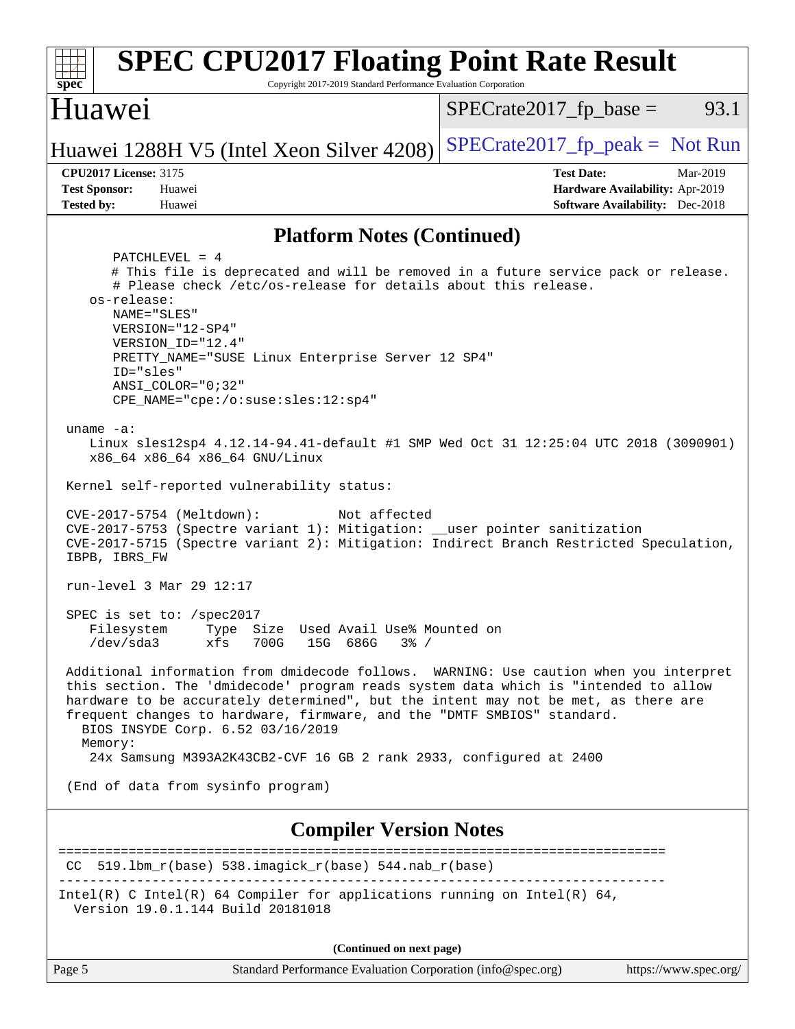## Platform Notes (Continued)

```
      PATCHLEVEL = 4
      # This file is deprecated and will be removed in a future service pack or release.
      # Please check /etc/os-release for details about this release.
   os-release:
      NAME="SLES"
      VERSION="12-SP4"
      VERSION_ID="12.4"
      PRETTY_NAME="SUSE Linux Enterprise Server 12 SP4"
      ID="sles"
      ANSI_COLOR="0;32"
      CPE_NAME="cpe:/o:suse:sles:12:sp4"

 uname -a:
    Linux sles12sp4 4.12.14-94.41-default #1 SMP Wed Oct 31 12:25:04 UTC 2018 (3090901)
    x86_64 x86_64 x86_64 GNU/Linux

 Kernel self-reported vulnerability status:

 CVE-2017-5754 (Meltdown):          Not affected
 CVE-2017-5753 (Spectre variant 1): Mitigation: __user pointer sanitization
 CVE-2017-5715 (Spectre variant 2): Mitigation: Indirect Branch Restricted Speculation,
 IBPB, IBRS_FW

 run-level 3 Mar 29 12:17

 SPEC is set to: /spec2017
    Filesystem     Type  Size  Used Avail Use% Mounted on
    /dev/sda3      xfs   700G   15G  686G   3% /

 Additional information from dmidecode follows.  WARNING: Use caution when you interpret
 this section. The 'dmidecode' program reads system data which is "intended to allow
 hardware to be accurately determined", but the intent may not be met, as there are
 frequent changes to hardware, firmware, and the "DMTF SMBIOS" standard.
   BIOS INSYDE Corp. 6.52 03/16/2019
   Memory:
    24x Samsung M393A2K43CB2-CVF 16 GB 2 rank 2933, configured at 2400

 (End of data from sysinfo program)
```

## Compiler Version Notes

```
==============================================================================
 CC  519.lbm_r(base) 538.imagick_r(base) 544.nab_r(base)
------------------------------------------------------------------------------
Intel(R) C Intel(R) 64 Compiler for applications running on Intel(R) 64,
  Version 19.0.1.144 Build 20181018
```

**(Continued on next page)**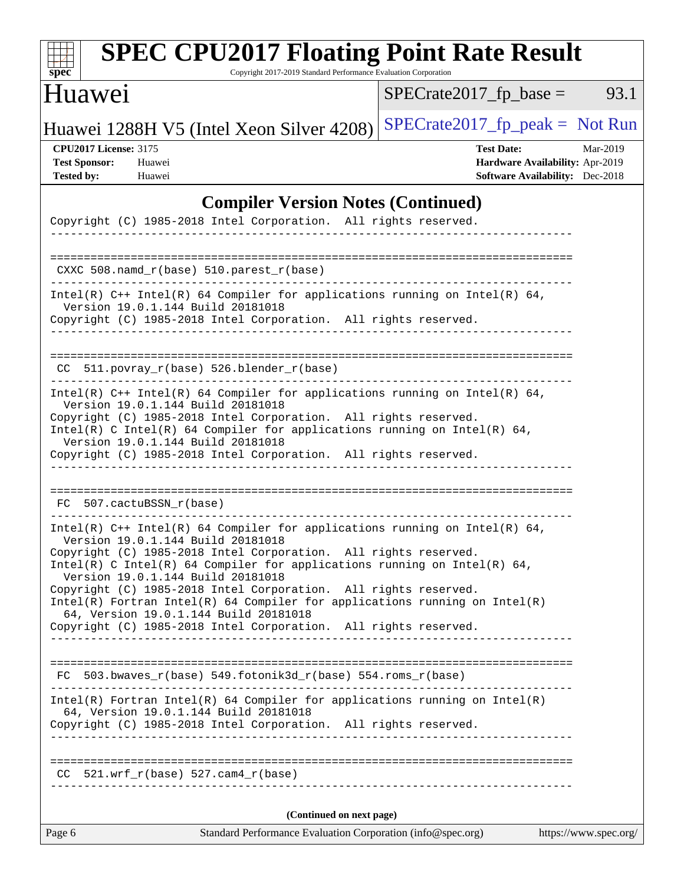## Compiler Version Notes (Continued)

```
Copyright (C) 1985-2018 Intel Corporation.  All rights reserved.
------------------------------------------------------------------------------

==============================================================================
 CXXC 508.namd_r(base) 510.parest_r(base)
------------------------------------------------------------------------------
Intel(R) C++ Intel(R) 64 Compiler for applications running on Intel(R) 64,
  Version 19.0.1.144 Build 20181018
Copyright (C) 1985-2018 Intel Corporation.  All rights reserved.
------------------------------------------------------------------------------

==============================================================================
 CC  511.povray_r(base) 526.blender_r(base)
------------------------------------------------------------------------------
Intel(R) C++ Intel(R) 64 Compiler for applications running on Intel(R) 64,
  Version 19.0.1.144 Build 20181018
Copyright (C) 1985-2018 Intel Corporation.  All rights reserved.
Intel(R) C Intel(R) 64 Compiler for applications running on Intel(R) 64,
  Version 19.0.1.144 Build 20181018
Copyright (C) 1985-2018 Intel Corporation.  All rights reserved.
------------------------------------------------------------------------------

==============================================================================
 FC  507.cactuBSSN_r(base)
------------------------------------------------------------------------------
Intel(R) C++ Intel(R) 64 Compiler for applications running on Intel(R) 64,
  Version 19.0.1.144 Build 20181018
Copyright (C) 1985-2018 Intel Corporation.  All rights reserved.
Intel(R) C Intel(R) 64 Compiler for applications running on Intel(R) 64,
  Version 19.0.1.144 Build 20181018
Copyright (C) 1985-2018 Intel Corporation.  All rights reserved.
Intel(R) Fortran Intel(R) 64 Compiler for applications running on Intel(R)
  64, Version 19.0.1.144 Build 20181018
Copyright (C) 1985-2018 Intel Corporation.  All rights reserved.
------------------------------------------------------------------------------

==============================================================================
 FC  503.bwaves_r(base) 549.fotonik3d_r(base) 554.roms_r(base)
------------------------------------------------------------------------------
Intel(R) Fortran Intel(R) 64 Compiler for applications running on Intel(R)
  64, Version 19.0.1.144 Build 20181018
Copyright (C) 1985-2018 Intel Corporation.  All rights reserved.
------------------------------------------------------------------------------

==============================================================================
 CC  521.wrf_r(base) 527.cam4_r(base)
------------------------------------------------------------------------------
```

(Continued on next page)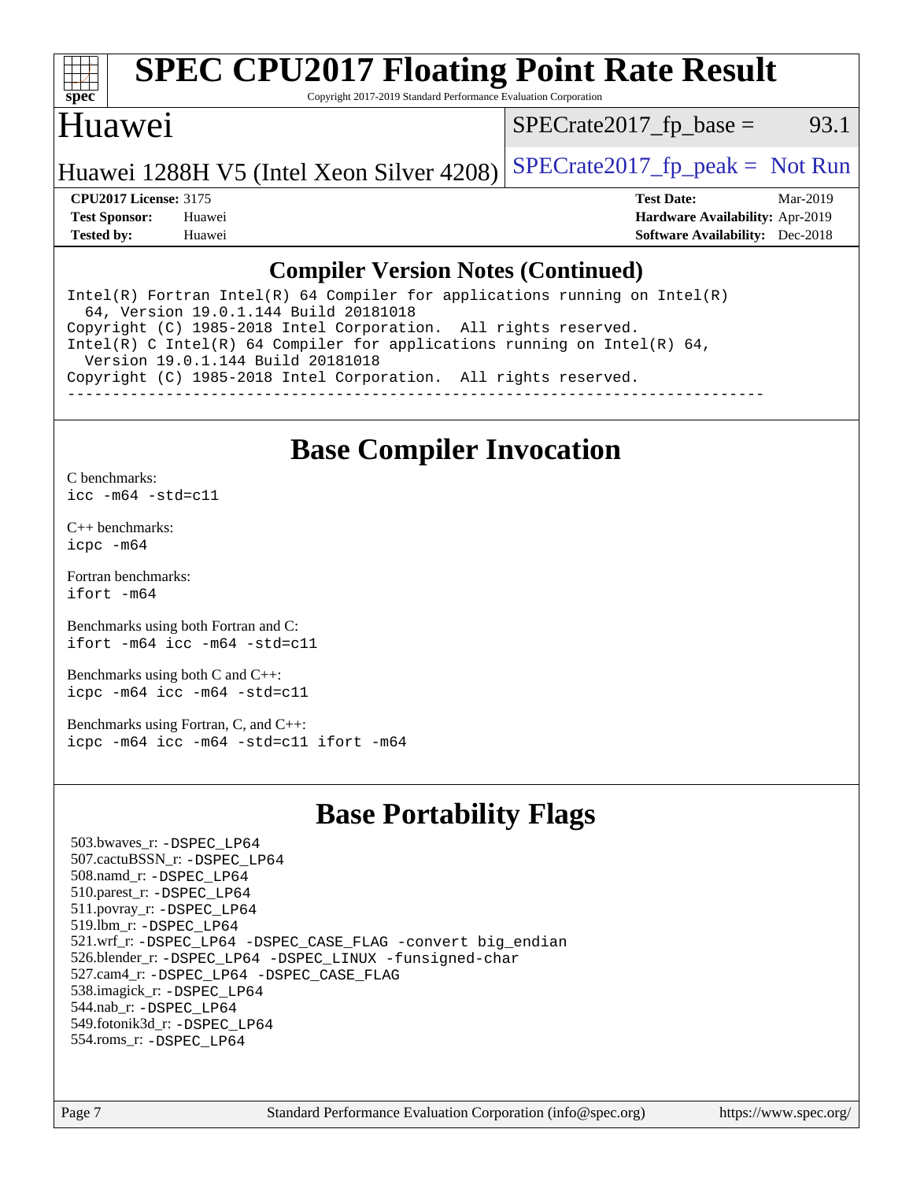## Compiler Version Notes (Continued)

```
Intel(R) Fortran Intel(R) 64 Compiler for applications running on Intel(R)
  64, Version 19.0.1.144 Build 20181018
Copyright (C) 1985-2018 Intel Corporation.  All rights reserved.
Intel(R) C Intel(R) 64 Compiler for applications running on Intel(R) 64,
  Version 19.0.1.144 Build 20181018
Copyright (C) 1985-2018 Intel Corporation.  All rights reserved.
------------------------------------------------------------------------------
```

## Base Compiler Invocation

C benchmarks:
`icc -m64 -std=c11`

C++ benchmarks:
`icpc -m64`

Fortran benchmarks:
`ifort -m64`

Benchmarks using both Fortran and C:
`ifort -m64 icc -m64 -std=c11`

Benchmarks using both C and C++:
`icpc -m64 icc -m64 -std=c11`

Benchmarks using Fortran, C, and C++:
`icpc -m64 icc -m64 -std=c11 ifort -m64`

## Base Portability Flags

503.bwaves_r: `-DSPEC_LP64`
507.cactuBSSN_r: `-DSPEC_LP64`
508.namd_r: `-DSPEC_LP64`
510.parest_r: `-DSPEC_LP64`
511.povray_r: `-DSPEC_LP64`
519.lbm_r: `-DSPEC_LP64`
521.wrf_r: `-DSPEC_LP64 -DSPEC_CASE_FLAG -convert big_endian`
526.blender_r: `-DSPEC_LP64 -DSPEC_LINUX -funsigned-char`
527.cam4_r: `-DSPEC_LP64 -DSPEC_CASE_FLAG`
538.imagick_r: `-DSPEC_LP64`
544.nab_r: `-DSPEC_LP64`
549.fotonik3d_r: `-DSPEC_LP64`
554.roms_r: `-DSPEC_LP64`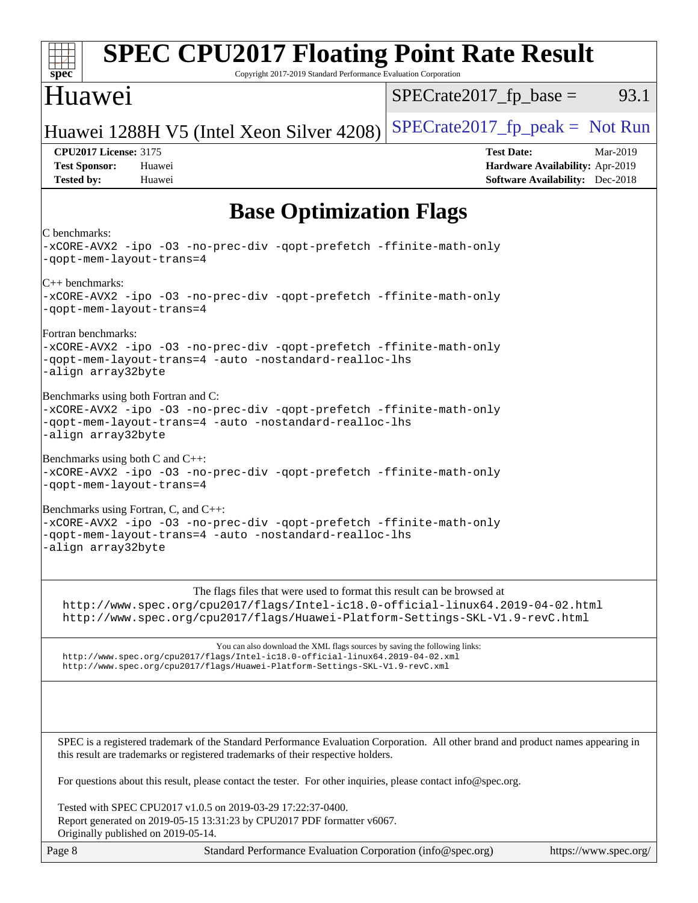# SPEC CPU2017 Floating Point Rate Result

Copyright 2017-2019 Standard Performance Evaluation Corporation

## Huawei

Huawei 1288H V5 (Intel Xeon Silver 4208)

SPECrate2017_fp_base = 93.1

SPECrate2017_fp_peak = Not Run

**CPU2017 License:** 3175
**Test Sponsor:** Huawei
**Tested by:** Huawei

**Test Date:** Mar-2019
**Hardware Availability:** Apr-2019
**Software Availability:** Dec-2018

## Base Optimization Flags

C benchmarks:

```
-xCORE-AVX2 -ipo -O3 -no-prec-div -qopt-prefetch -ffinite-math-only
-qopt-mem-layout-trans=4
```

C++ benchmarks:

```
-xCORE-AVX2 -ipo -O3 -no-prec-div -qopt-prefetch -ffinite-math-only
-qopt-mem-layout-trans=4
```

Fortran benchmarks:

```
-xCORE-AVX2 -ipo -O3 -no-prec-div -qopt-prefetch -ffinite-math-only
-qopt-mem-layout-trans=4 -auto -nostandard-realloc-lhs
-align array32byte
```

Benchmarks using both Fortran and C:

```
-xCORE-AVX2 -ipo -O3 -no-prec-div -qopt-prefetch -ffinite-math-only
-qopt-mem-layout-trans=4 -auto -nostandard-realloc-lhs
-align array32byte
```

Benchmarks using both C and C++:

```
-xCORE-AVX2 -ipo -O3 -no-prec-div -qopt-prefetch -ffinite-math-only
-qopt-mem-layout-trans=4
```

Benchmarks using Fortran, C, and C++:

```
-xCORE-AVX2 -ipo -O3 -no-prec-div -qopt-prefetch -ffinite-math-only
-qopt-mem-layout-trans=4 -auto -nostandard-realloc-lhs
-align array32byte
```

The flags files that were used to format this result can be browsed at
http://www.spec.org/cpu2017/flags/Intel-ic18.0-official-linux64.2019-04-02.html
http://www.spec.org/cpu2017/flags/Huawei-Platform-Settings-SKL-V1.9-revC.html

You can also download the XML flags sources by saving the following links:
http://www.spec.org/cpu2017/flags/Intel-ic18.0-official-linux64.2019-04-02.xml
http://www.spec.org/cpu2017/flags/Huawei-Platform-Settings-SKL-V1.9-revC.xml

SPEC is a registered trademark of the Standard Performance Evaluation Corporation. All other brand and product names appearing in this result are trademarks or registered trademarks of their respective holders.

For questions about this result, please contact the tester. For other inquiries, please contact info@spec.org.

Tested with SPEC CPU2017 v1.0.5 on 2019-03-29 17:22:37-0400.
Report generated on 2019-05-15 13:31:23 by CPU2017 PDF formatter v6067.
Originally published on 2019-05-14.